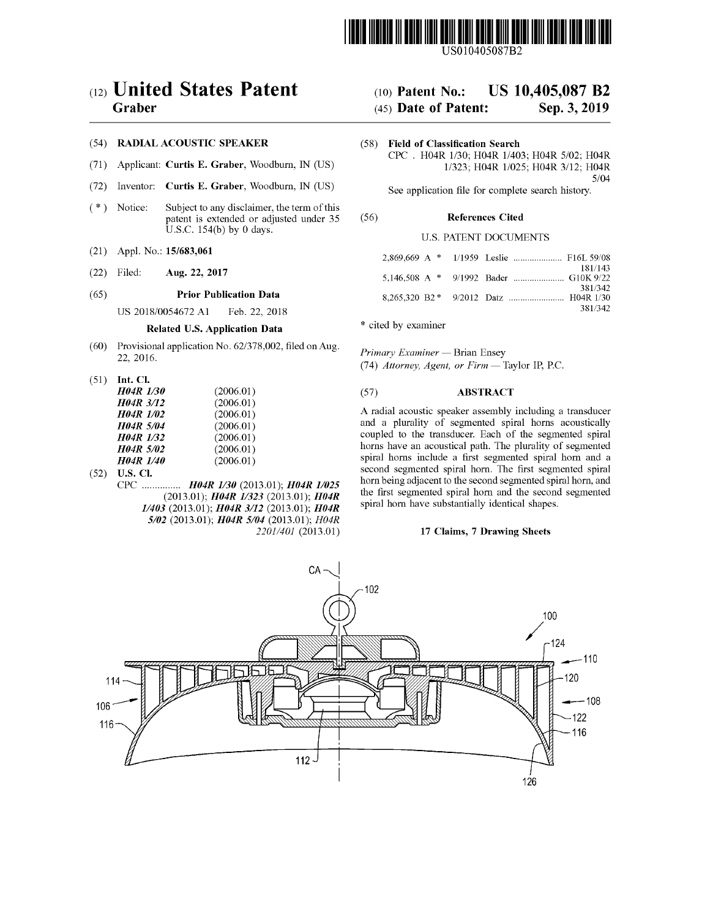US010405087B2

# (12) United States Patent
**Graber**

(10) **Patent No.: US 10,405,087 B2**

(45) **Date of Patent: Sep. 3, 2019**

(54) **RADIAL ACOUSTIC SPEAKER**

(71) Applicant: **Curtis E. Graber**, Woodburn, IN (US)

(72) Inventor: **Curtis E. Graber**, Woodburn, IN (US)

( * ) Notice: Subject to any disclaimer, the term of this patent is extended or adjusted under 35 U.S.C. 154(b) by 0 days.

(21) Appl. No.: **15/683,061**

(22) Filed: **Aug. 22, 2017**

(65) **Prior Publication Data**

US 2018/0054672 A1 Feb. 22, 2018

**Related U.S. Application Data**

(60) Provisional application No. 62/378,002, filed on Aug. 22, 2016.

(51) **Int. Cl.**

| | |
|---|---|
| ***H04R 1/30*** | (2006.01) |
| ***H04R 3/12*** | (2006.01) |
| ***H04R 1/02*** | (2006.01) |
| ***H04R 5/04*** | (2006.01) |
| ***H04R 1/32*** | (2006.01) |
| ***H04R 5/02*** | (2006.01) |
| ***H04R 1/40*** | (2006.01) |

(52) **U.S. Cl.**

CPC ............... ***H04R 1/30*** (2013.01); ***H04R 1/025*** (2013.01); ***H04R 1/323*** (2013.01); ***H04R 1/403*** (2013.01); ***H04R 3/12*** (2013.01); ***H04R 5/02*** (2013.01); ***H04R 5/04*** (2013.01); *H04R 2201/401* (2013.01)

(58) **Field of Classification Search**

CPC . H04R 1/30; H04R 1/403; H04R 5/02; H04R 1/323; H04R 1/025; H04R 3/12; H04R 5/04

See application file for complete search history.

(56) **References Cited**

U.S. PATENT DOCUMENTS

| | | | |
|---|---|---|---|
| 2,869,669 A * | 1/1959 | Leslie | F16L 59/08 181/143 |
| 5,146,508 A * | 9/1992 | Bader | G10K 9/22 381/342 |
| 8,265,320 B2 * | 9/2012 | Datz | H04R 1/30 381/342 |

\* cited by examiner

*Primary Examiner* — Brian Ensey

(74) *Attorney, Agent, or Firm* — Taylor IP, P.C.

(57) **ABSTRACT**

A radial acoustic speaker assembly including a transducer and a plurality of segmented spiral horns acoustically coupled to the transducer. Each of the segmented spiral horns have an acoustical path. The plurality of segmented spiral horns include a first segmented spiral horn and a second segmented spiral horn. The first segmented spiral horn being adjacent to the second segmented spiral horn, and the first segmented spiral horn and the second segmented spiral horn have substantially identical shapes.

**17 Claims, 7 Drawing Sheets**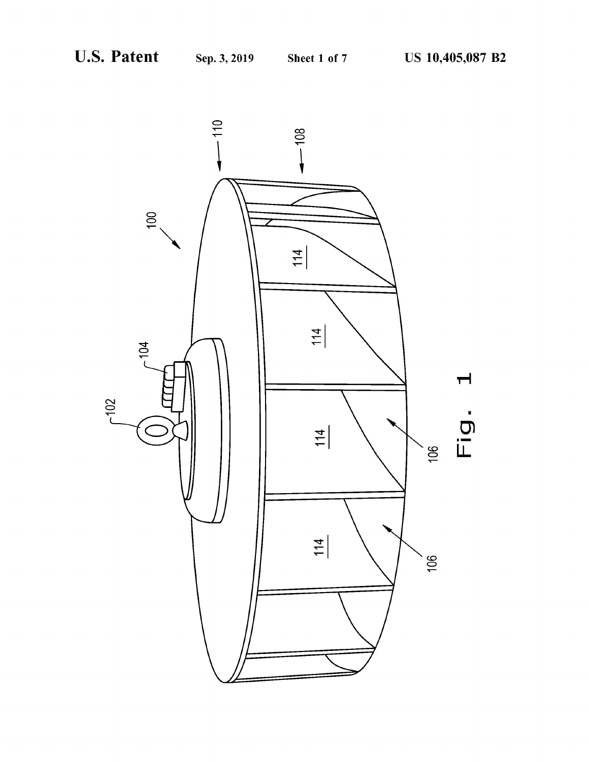Fig. 1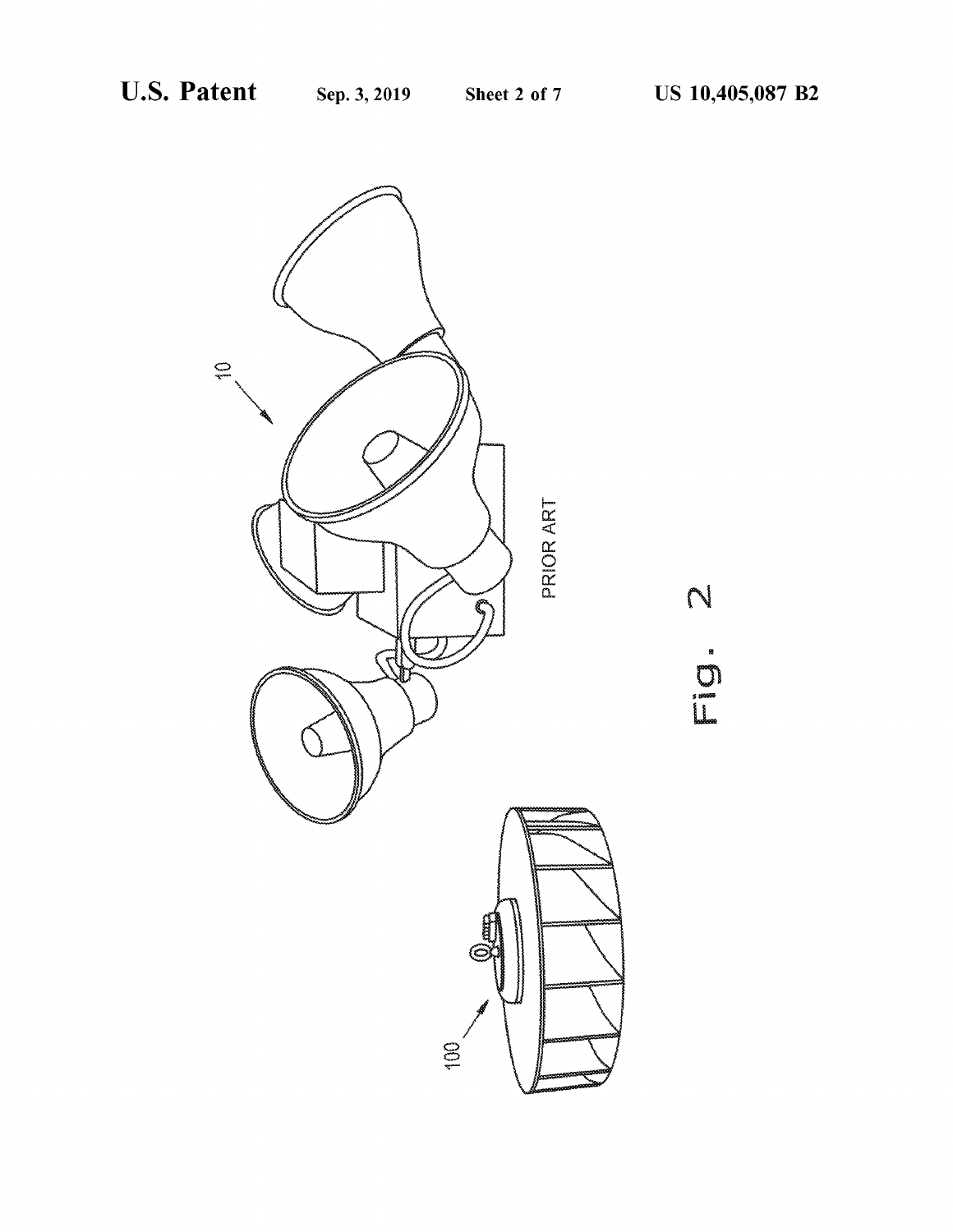PRIOR ART

Fig. 2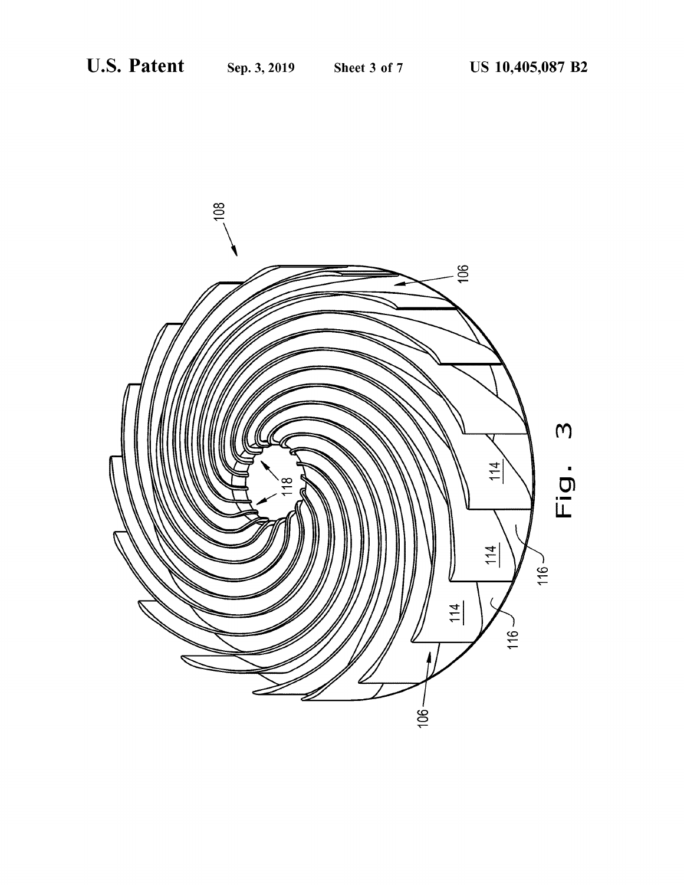Fig. 3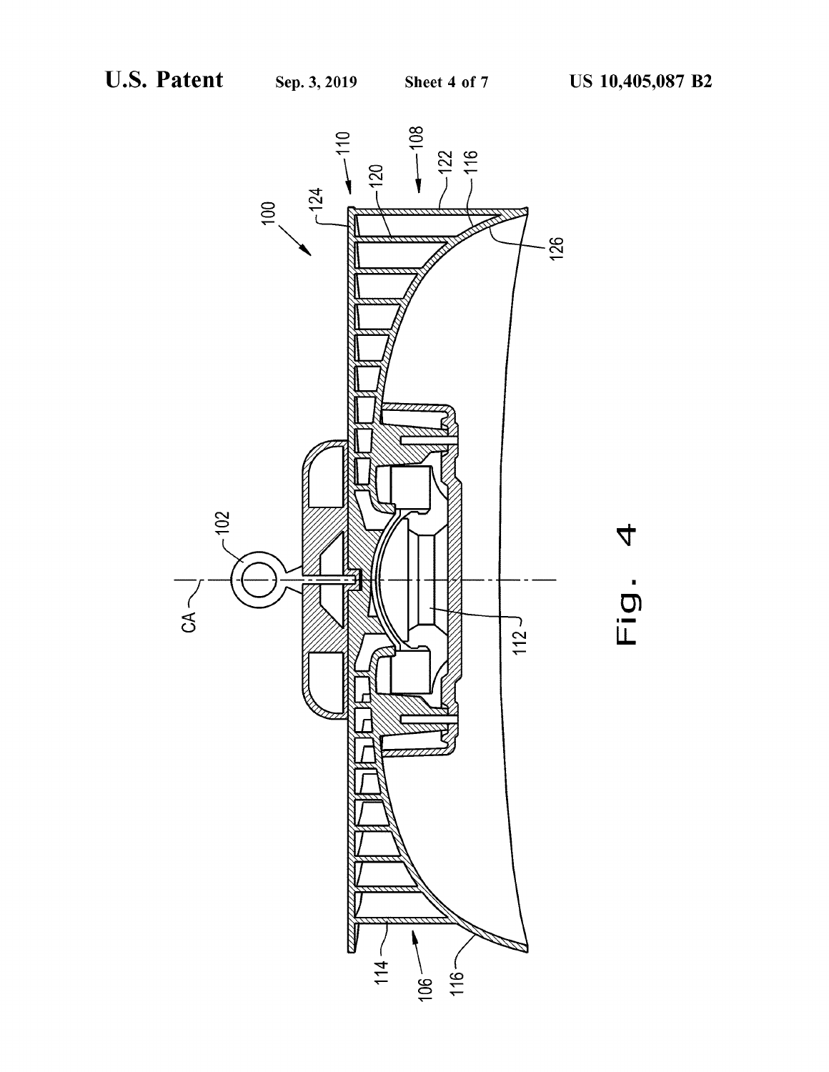Fig. 4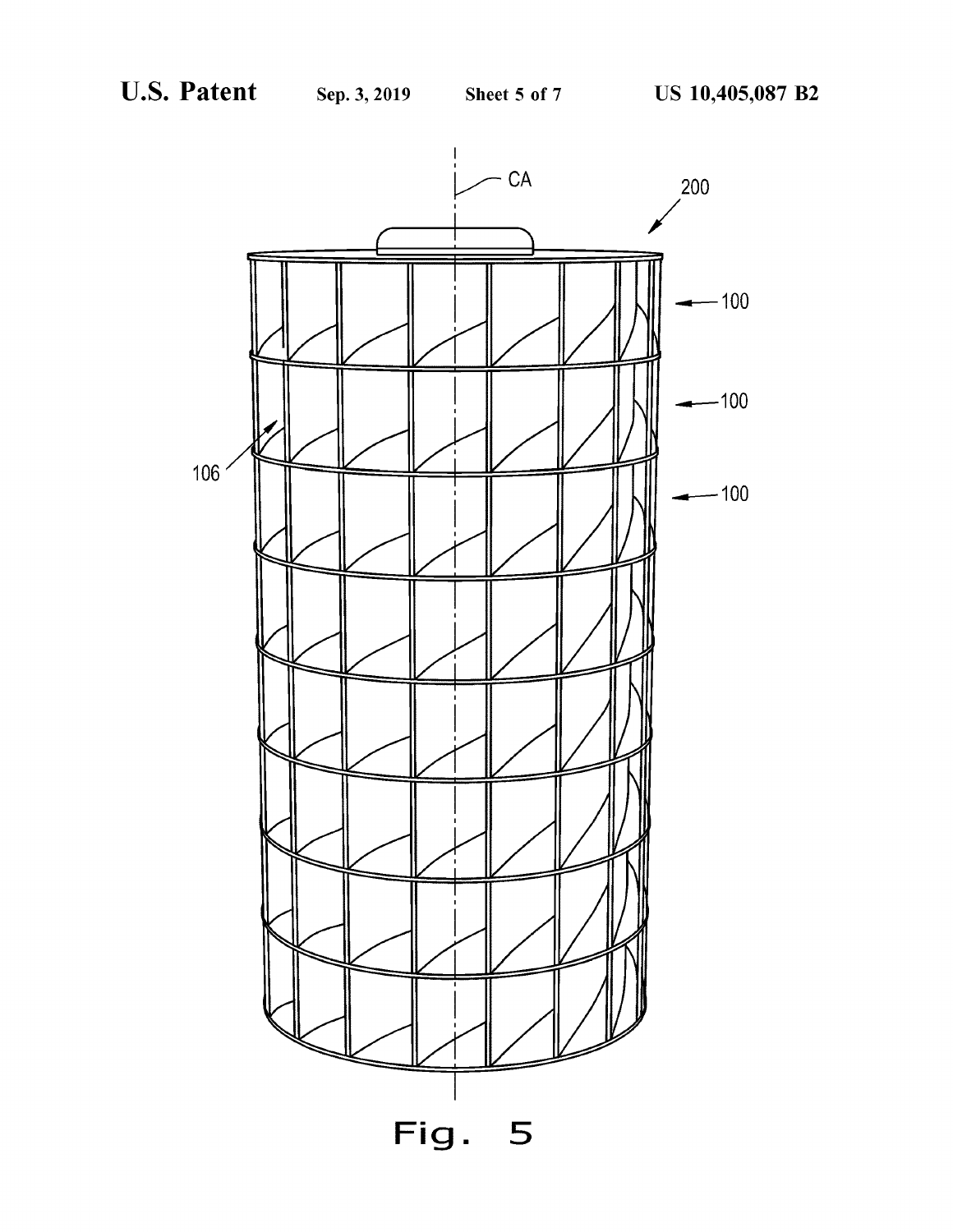Fig. 5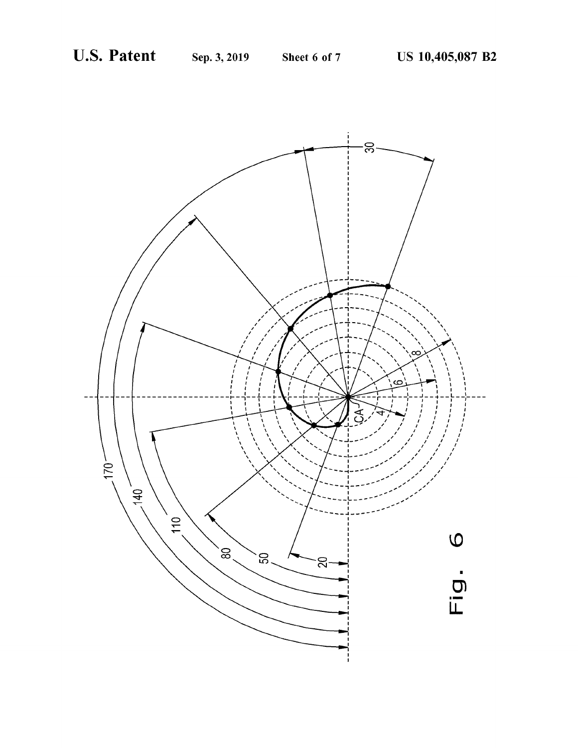Fig. 6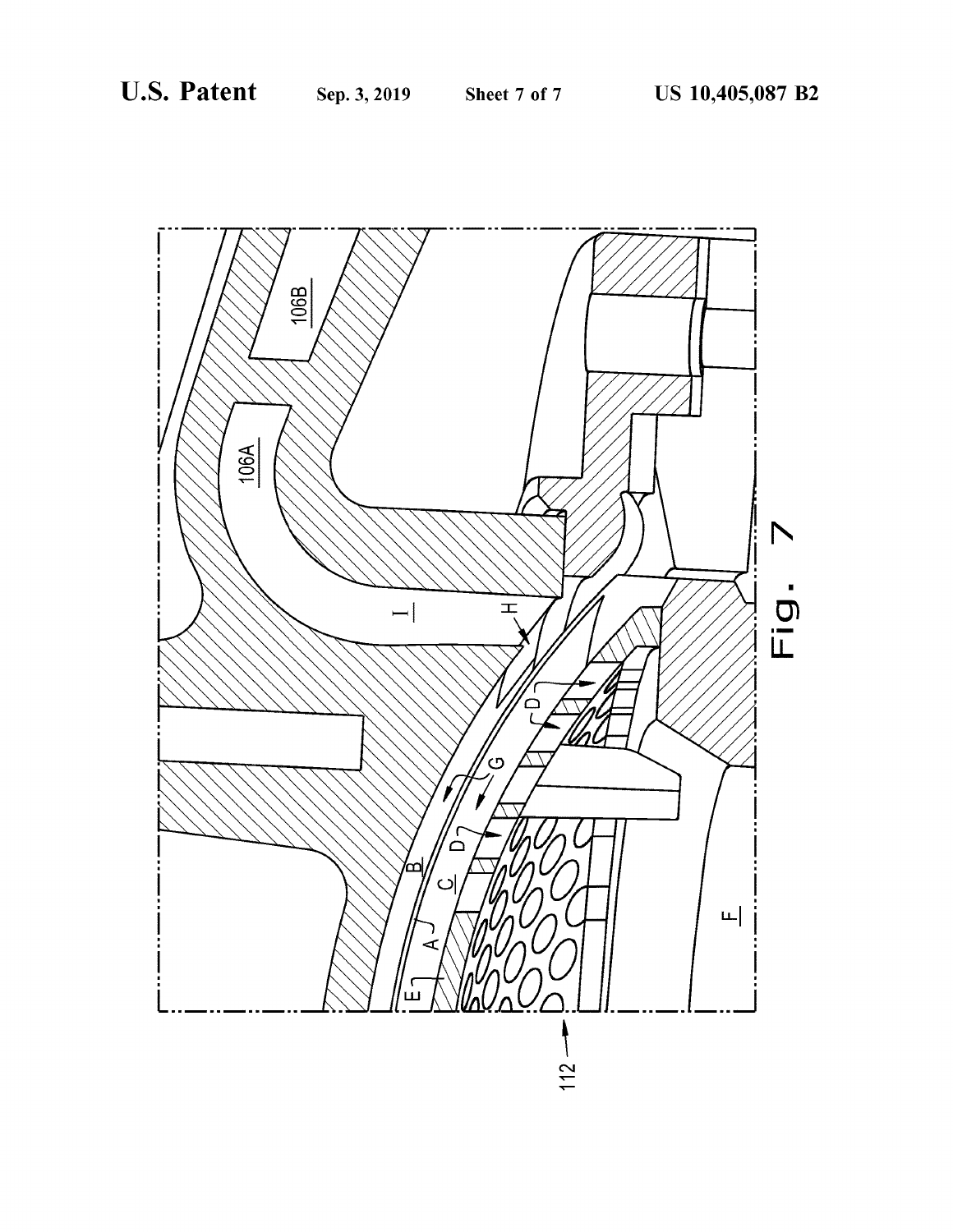Fig. 7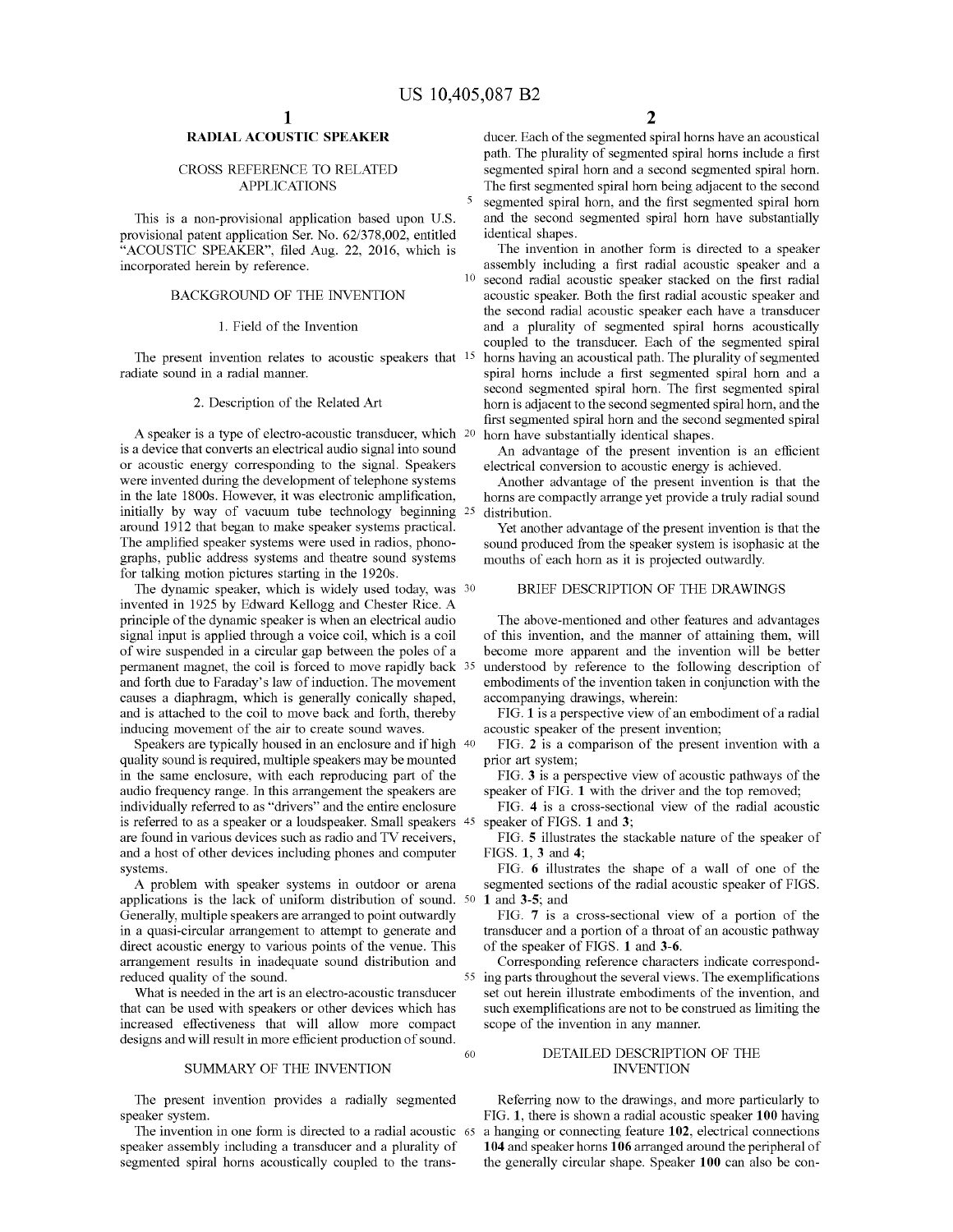# RADIAL ACOUSTIC SPEAKER

## CROSS REFERENCE TO RELATED APPLICATIONS

This is a non-provisional application based upon U.S. provisional patent application Ser. No. 62/378,002, entitled "ACOUSTIC SPEAKER", filed Aug. 22, 2016, which is incorporated herein by reference.

## BACKGROUND OF THE INVENTION

### 1. Field of the Invention

The present invention relates to acoustic speakers that radiate sound in a radial manner.

### 2. Description of the Related Art

A speaker is a type of electro-acoustic transducer, which is a device that converts an electrical audio signal into sound or acoustic energy corresponding to the signal. Speakers were invented during the development of telephone systems in the late 1800s. However, it was electronic amplification, initially by way of vacuum tube technology beginning around 1912 that began to make speaker systems practical. The amplified speaker systems were used in radios, phonographs, public address systems and theatre sound systems for talking motion pictures starting in the 1920s.

The dynamic speaker, which is widely used today, was invented in 1925 by Edward Kellogg and Chester Rice. A principle of the dynamic speaker is when an electrical audio signal input is applied through a voice coil, which is a coil of wire suspended in a circular gap between the poles of a permanent magnet, the coil is forced to move rapidly back and forth due to Faraday's law of induction. The movement causes a diaphragm, which is generally conically shaped, and is attached to the coil to move back and forth, thereby inducing movement of the air to create sound waves.

Speakers are typically housed in an enclosure and if high quality sound is required, multiple speakers may be mounted in the same enclosure, with each reproducing part of the audio frequency range. In this arrangement the speakers are individually referred to as "drivers" and the entire enclosure is referred to as a speaker or a loudspeaker. Small speakers are found in various devices such as radio and TV receivers, and a host of other devices including phones and computer systems.

A problem with speaker systems in outdoor or arena applications is the lack of uniform distribution of sound. Generally, multiple speakers are arranged to point outwardly in a quasi-circular arrangement to attempt to generate and direct acoustic energy to various points of the venue. This arrangement results in inadequate sound distribution and reduced quality of the sound.

What is needed in the art is an electro-acoustic transducer that can be used with speakers or other devices which has increased effectiveness that will allow more compact designs and will result in more efficient production of sound.

## SUMMARY OF THE INVENTION

The present invention provides a radially segmented speaker system.

The invention in one form is directed to a radial acoustic speaker assembly including a transducer and a plurality of segmented spiral horns acoustically coupled to the transducer. Each of the segmented spiral horns have an acoustical path. The plurality of segmented spiral horns include a first segmented spiral horn and a second segmented spiral horn. The first segmented spiral horn being adjacent to the second segmented spiral horn, and the first segmented spiral horn and the second segmented spiral horn have substantially identical shapes.

The invention in another form is directed to a speaker assembly including a first radial acoustic speaker and a second radial acoustic speaker stacked on the first radial acoustic speaker. Both the first radial acoustic speaker and the second radial acoustic speaker each have a transducer and a plurality of segmented spiral horns acoustically coupled to the transducer. Each of the segmented spiral horns having an acoustical path. The plurality of segmented spiral horns include a first segmented spiral horn and a second segmented spiral horn. The first segmented spiral horn is adjacent to the second segmented spiral horn, and the first segmented spiral horn and the second segmented spiral horn have substantially identical shapes.

An advantage of the present invention is an efficient electrical conversion to acoustic energy is achieved.

Another advantage of the present invention is that the horns are compactly arrange yet provide a truly radial sound distribution.

Yet another advantage of the present invention is that the sound produced from the speaker system is isophasic at the mouths of each horn as it is projected outwardly.

## BRIEF DESCRIPTION OF THE DRAWINGS

The above-mentioned and other features and advantages of this invention, and the manner of attaining them, will become more apparent and the invention will be better understood by reference to the following description of embodiments of the invention taken in conjunction with the accompanying drawings, wherein:

FIG. **1** is a perspective view of an embodiment of a radial acoustic speaker of the present invention;

FIG. **2** is a comparison of the present invention with a prior art system;

FIG. **3** is a perspective view of acoustic pathways of the speaker of FIG. **1** with the driver and the top removed;

FIG. **4** is a cross-sectional view of the radial acoustic speaker of FIGS. **1** and **3**;

FIG. **5** illustrates the stackable nature of the speaker of FIGS. **1**, **3** and **4**;

FIG. **6** illustrates the shape of a wall of one of the segmented sections of the radial acoustic speaker of FIGS. **1** and **3**-**5**; and

FIG. **7** is a cross-sectional view of a portion of the transducer and a portion of a throat of an acoustic pathway of the speaker of FIGS. **1** and **3**-**6**.

Corresponding reference characters indicate corresponding parts throughout the several views. The exemplifications set out herein illustrate embodiments of the invention, and such exemplifications are not to be construed as limiting the scope of the invention in any manner.

## DETAILED DESCRIPTION OF THE INVENTION

Referring now to the drawings, and more particularly to FIG. **1**, there is shown a radial acoustic speaker **100** having a hanging or connecting feature **102**, electrical connections **104** and speaker horns **106** arranged around the peripheral of the generally circular shape. Speaker **100** can also be con-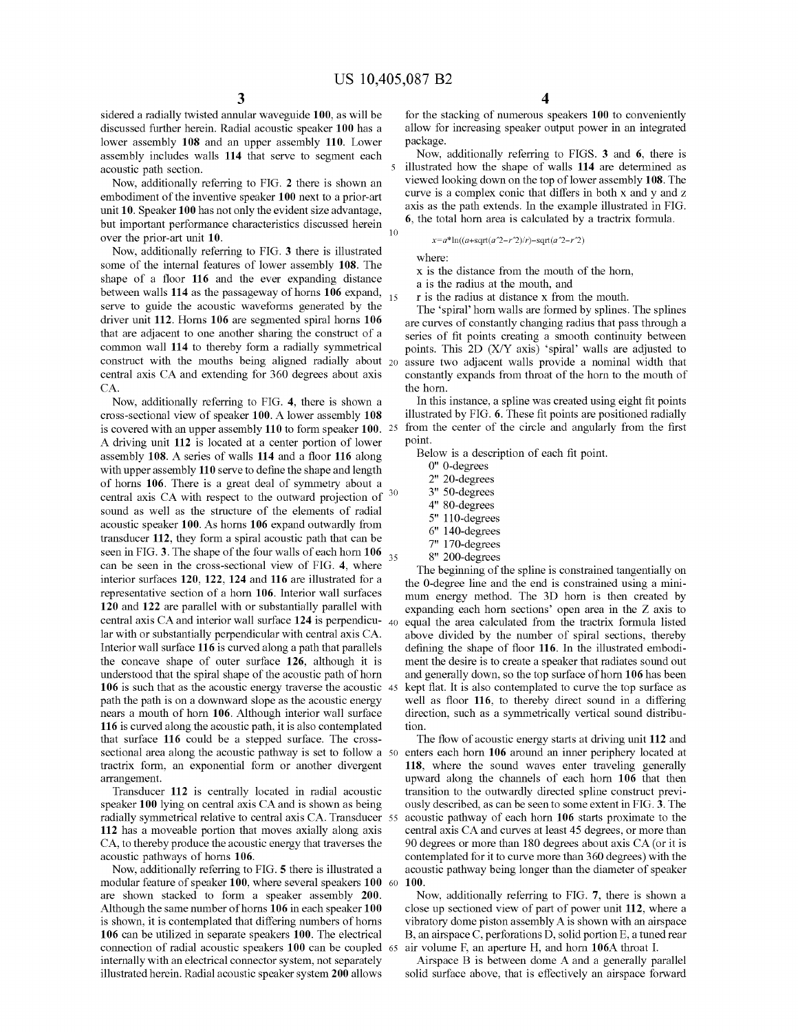sidered a radially twisted annular waveguide **100**, as will be discussed further herein. Radial acoustic speaker **100** has a lower assembly **108** and an upper assembly **110**. Lower assembly includes walls **114** that serve to segment each acoustic path section.

Now, additionally referring to FIG. **2** there is shown an embodiment of the inventive speaker **100** next to a prior-art unit **10**. Speaker **100** has not only the evident size advantage, but important performance characteristics discussed herein over the prior-art unit **10**.

Now, additionally referring to FIG. **3** there is illustrated some of the internal features of lower assembly **108**. The shape of a floor **116** and the ever expanding distance between walls **114** as the passageway of horns **106** expand, serve to guide the acoustic waveforms generated by the driver unit **112**. Horns **106** are segmented spiral horns **106** that are adjacent to one another sharing the construct of a common wall **114** to thereby form a radially symmetrical construct with the mouths being aligned radially about central axis CA and extending for 360 degrees about axis CA.

Now, additionally referring to FIG. **4**, there is shown a cross-sectional view of speaker **100**. A lower assembly **108** is covered with an upper assembly **110** to form speaker **100**. A driving unit **112** is located at a center portion of lower assembly **108**. A series of walls **114** and a floor **116** along with upper assembly **110** serve to define the shape and length of horns **106**. There is a great deal of symmetry about a central axis CA with respect to the outward projection of sound as well as the structure of the elements of radial acoustic speaker **100**. As horns **106** expand outwardly from transducer **112**, they form a spiral acoustic path that can be seen in FIG. **3**. The shape of the four walls of each horn **106** can be seen in the cross-sectional view of FIG. **4**, where interior surfaces **120**, **122**, **124** and **116** are illustrated for a representative section of a horn **106**. Interior wall surfaces **120** and **122** are parallel with or substantially parallel with central axis CA and interior wall surface **124** is perpendicular with or substantially perpendicular with central axis CA. Interior wall surface **116** is curved along a path that parallels the concave shape of outer surface **126**, although it is understood that the spiral shape of the acoustic path of horn **106** is such that as the acoustic energy traverse the acoustic path the path is on a downward slope as the acoustic energy nears a mouth of horn **106**. Although interior wall surface **116** is curved along the acoustic path, it is also contemplated that surface **116** could be a stepped surface. The cross-sectional area along the acoustic pathway is set to follow a tractrix form, an exponential form or another divergent arrangement.

Transducer **112** is centrally located in radial acoustic speaker **100** lying on central axis CA and is shown as being radially symmetrical relative to central axis CA. Transducer **112** has a moveable portion that moves axially along axis CA, to thereby produce the acoustic energy that traverses the acoustic pathways of horns **106**.

Now, additionally referring to FIG. **5** there is illustrated a modular feature of speaker **100**, where several speakers **100** are shown stacked to form a speaker assembly **200**. Although the same number of horns **106** in each speaker **100** is shown, it is contemplated that differing numbers of horns **106** can be utilized in separate speakers **100**. The electrical connection of radial acoustic speakers **100** can be coupled internally with an electrical connector system, not separately illustrated herein. Radial acoustic speaker system **200** allows for the stacking of numerous speakers **100** to conveniently allow for increasing speaker output power in an integrated package.

Now, additionally referring to FIGS. **3** and **6**, there is illustrated how the shape of walls **114** are determined as viewed looking down on the top of lower assembly **108**. The curve is a complex conic that differs in both x and y and z axis as the path extends. In the example illustrated in FIG. **6**, the total horn area is calculated by a tractrix formula.

$$x=a^{*}\ln((a+\text{sqrt}(a^{\wedge}2-r^{\wedge}2)/r)-\text{sqrt}(a^{\wedge}2-r^{\wedge}2)$$

where:

x is the distance from the mouth of the horn,

a is the radius at the mouth, and

r is the radius at distance x from the mouth.

The 'spiral' horn walls are formed by splines. The splines are curves of constantly changing radius that pass through a series of fit points creating a smooth continuity between points. This 2D (X/Y axis) 'spiral' walls are adjusted to assure two adjacent walls provide a nominal width that constantly expands from throat of the horn to the mouth of the horn.

In this instance, a spline was created using eight fit points illustrated by FIG. **6**. These fit points are positioned radially from the center of the circle and angularly from the first point.

Below is a description of each fit point.

0" 0-degrees
2" 20-degrees
3" 50-degrees
4" 80-degrees
5" 110-degrees
6" 140-degrees
7" 170-degrees
8" 200-degrees

The beginning of the spline is constrained tangentially on the 0-degree line and the end is constrained using a minimum energy method. The 3D horn is then created by expanding each horn sections' open area in the Z axis to equal the area calculated from the tractrix formula listed above divided by the number of spiral sections, thereby defining the shape of floor **116**. In the illustrated embodiment the desire is to create a speaker that radiates sound out and generally down, so the top surface of horn **106** has been kept flat. It is also contemplated to curve the top surface as well as floor **116**, to thereby direct sound in a differing direction, such as a symmetrically vertical sound distribution.

The flow of acoustic energy starts at driving unit **112** and enters each horn **106** around an inner periphery located at **118**, where the sound waves enter traveling generally upward along the channels of each horn **106** that then transition to the outwardly directed spline construct previously described, as can be seen to some extent in FIG. **3**. The acoustic pathway of each horn **106** starts proximate to the central axis CA and curves at least 45 degrees, or more than 90 degrees or more than 180 degrees about axis CA (or it is contemplated for it to curve more than 360 degrees) with the acoustic pathway being longer than the diameter of speaker **100**.

Now, additionally referring to FIG. **7**, there is shown a close up sectioned view of part of power unit **112**, where a vibratory dome piston assembly A is shown with an airspace B, an airspace C, perforations D, solid portion E, a tuned rear air volume F, an aperture H, and horn **106A** throat I.

Airspace B is between dome A and a generally parallel solid surface above, that is effectively an airspace forward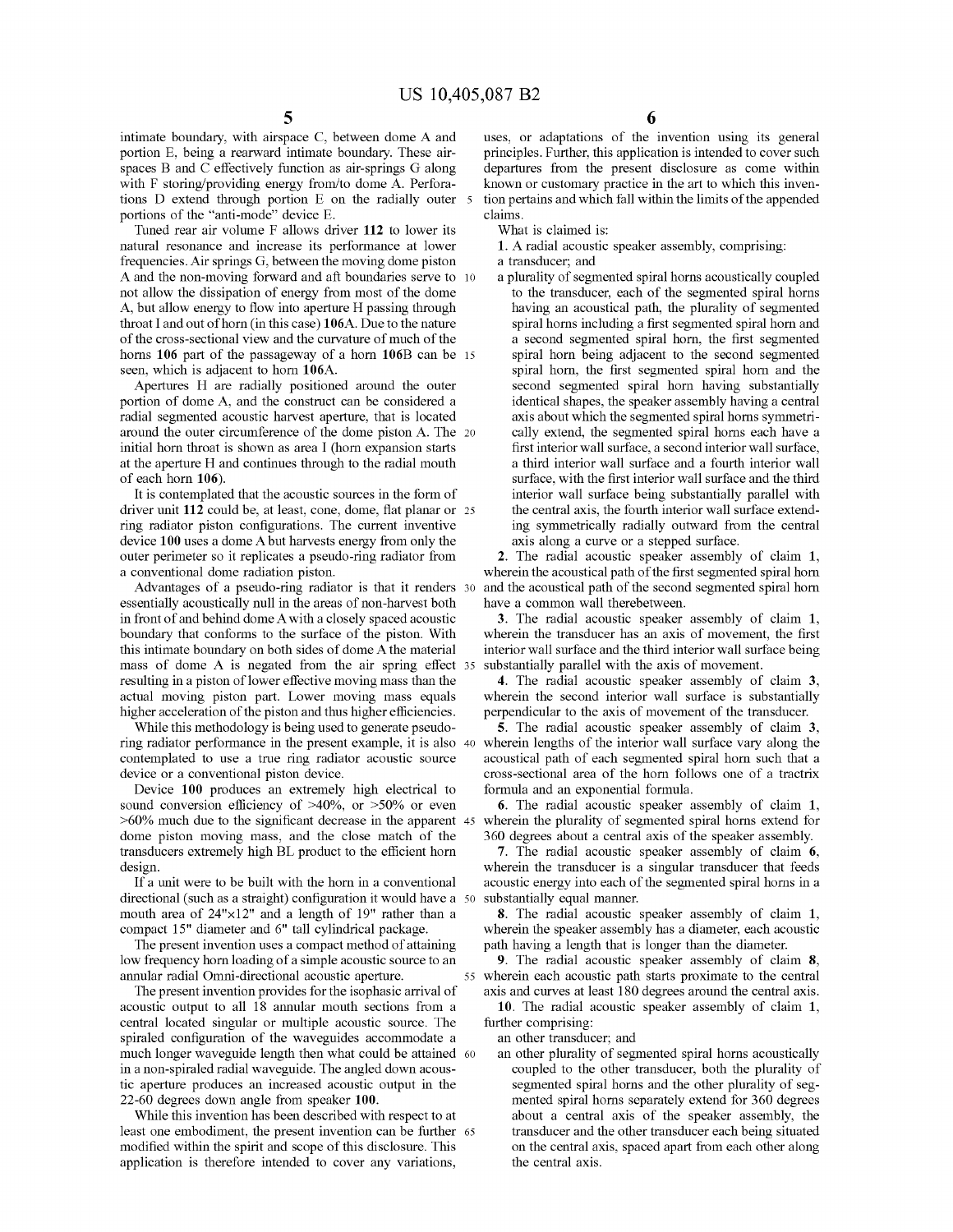intimate boundary, with airspace C, between dome A and portion E, being a rearward intimate boundary. These airspaces B and C effectively function as air-springs G along with F storing/providing energy from/to dome A. Perforations D extend through portion E on the radially outer portions of the "anti-mode" device E.

Tuned rear air volume F allows driver **112** to lower its natural resonance and increase its performance at lower frequencies. Air springs G, between the moving dome piston A and the non-moving forward and aft boundaries serve to not allow the dissipation of energy from most of the dome A, but allow energy to flow into aperture H passing through throat I and out of horn (in this case) **106**A. Due to the nature of the cross-sectional view and the curvature of much of the horns **106** part of the passageway of a horn **106**B can be seen, which is adjacent to horn **106**A.

Apertures H are radially positioned around the outer portion of dome A, and the construct can be considered a radial segmented acoustic harvest aperture, that is located around the outer circumference of the dome piston A. The initial horn throat is shown as area I (horn expansion starts at the aperture H and continues through to the radial mouth of each horn **106**).

It is contemplated that the acoustic sources in the form of driver unit **112** could be, at least, cone, dome, flat planar or ring radiator piston configurations. The current inventive device **100** uses a dome A but harvests energy from only the outer perimeter so it replicates a pseudo-ring radiator from a conventional dome radiation piston.

Advantages of a pseudo-ring radiator is that it renders essentially acoustically null in the areas of non-harvest both in front of and behind dome A with a closely spaced acoustic boundary that conforms to the surface of the piston. With this intimate boundary on both sides of dome A the material mass of dome A is negated from the air spring effect resulting in a piston of lower effective moving mass than the actual moving piston part. Lower moving mass equals higher acceleration of the piston and thus higher efficiencies.

While this methodology is being used to generate pseudo-ring radiator performance in the present example, it is also contemplated to use a true ring radiator acoustic source device or a conventional piston device.

Device **100** produces an extremely high electrical to sound conversion efficiency of >40%, or >50% or even >60% much due to the significant decrease in the apparent dome piston moving mass, and the close match of the transducers extremely high BL product to the efficient horn design.

If a unit were to be built with the horn in a conventional directional (such as a straight) configuration it would have a mouth area of 24"×12" and a length of 19" rather than a compact 15" diameter and 6" tall cylindrical package.

The present invention uses a compact method of attaining low frequency horn loading of a simple acoustic source to an annular radial Omni-directional acoustic aperture.

The present invention provides for the isophasic arrival of acoustic output to all 18 annular mouth sections from a central located singular or multiple acoustic source. The spiraled configuration of the waveguides accommodate a much longer waveguide length then what could be attained in a non-spiraled radial waveguide. The angled down acoustic aperture produces an increased acoustic output in the 22-60 degrees down angle from speaker **100**.

While this invention has been described with respect to at least one embodiment, the present invention can be further modified within the spirit and scope of this disclosure. This application is therefore intended to cover any variations, uses, or adaptations of the invention using its general principles. Further, this application is intended to cover such departures from the present disclosure as come within known or customary practice in the art to which this invention pertains and which fall within the limits of the appended claims.

What is claimed is:

**1**. A radial acoustic speaker assembly, comprising:

a transducer; and

a plurality of segmented spiral horns acoustically coupled to the transducer, each of the segmented spiral horns having an acoustical path, the plurality of segmented spiral horns including a first segmented spiral horn and a second segmented spiral horn, the first segmented spiral horn being adjacent to the second segmented spiral horn, the first segmented spiral horn and the second segmented spiral horn having substantially identical shapes, the speaker assembly having a central axis about which the segmented spiral horns symmetrically extend, the segmented spiral horns each have a first interior wall surface, a second interior wall surface, a third interior wall surface and a fourth interior wall surface, with the first interior wall surface and the third interior wall surface being substantially parallel with the central axis, the fourth interior wall surface extending symmetrically radially outward from the central axis along a curve or a stepped surface.

**2**. The radial acoustic speaker assembly of claim **1**, wherein the acoustical path of the first segmented spiral horn and the acoustical path of the second segmented spiral horn have a common wall therebetween.

**3**. The radial acoustic speaker assembly of claim **1**, wherein the transducer has an axis of movement, the first interior wall surface and the third interior wall surface being substantially parallel with the axis of movement.

**4**. The radial acoustic speaker assembly of claim **3**, wherein the second interior wall surface is substantially perpendicular to the axis of movement of the transducer.

**5**. The radial acoustic speaker assembly of claim **3**, wherein lengths of the interior wall surface vary along the acoustical path of each segmented spiral horn such that a cross-sectional area of the horn follows one of a tractrix formula and an exponential formula.

**6**. The radial acoustic speaker assembly of claim **1**, wherein the plurality of segmented spiral horns extend for 360 degrees about a central axis of the speaker assembly.

**7**. The radial acoustic speaker assembly of claim **6**, wherein the transducer is a singular transducer that feeds acoustic energy into each of the segmented spiral horns in a substantially equal manner.

**8**. The radial acoustic speaker assembly of claim **1**, wherein the speaker assembly has a diameter, each acoustic path having a length that is longer than the diameter.

**9**. The radial acoustic speaker assembly of claim **8**, wherein each acoustic path starts proximate to the central axis and curves at least 180 degrees around the central axis.

**10**. The radial acoustic speaker assembly of claim **1**, further comprising:

an other transducer; and

an other plurality of segmented spiral horns acoustically coupled to the other transducer, both the plurality of segmented spiral horns and the other plurality of segmented spiral horns separately extend for 360 degrees about a central axis of the speaker assembly, the transducer and the other transducer each being situated on the central axis, spaced apart from each other along the central axis.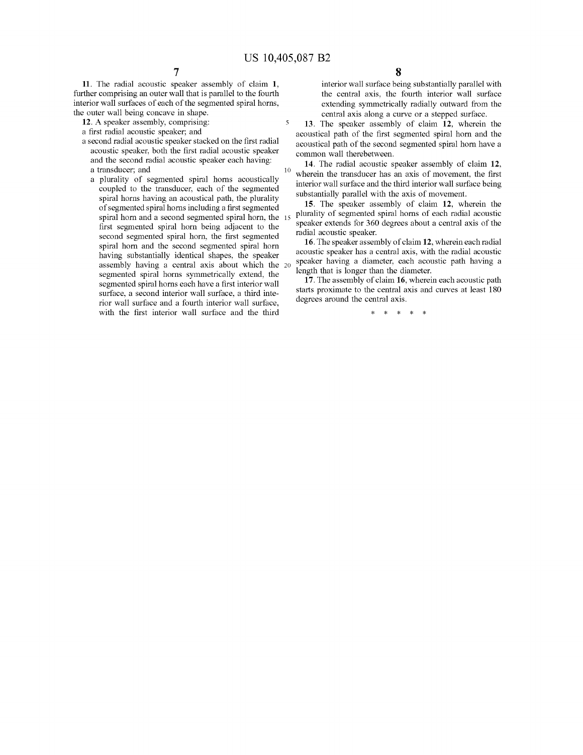11. The radial acoustic speaker assembly of claim **1**, further comprising an outer wall that is parallel to the fourth interior wall surfaces of each of the segmented spiral horns, the outer wall being concave in shape.

12. A speaker assembly, comprising:

a first radial acoustic speaker; and

a second radial acoustic speaker stacked on the first radial acoustic speaker, both the first radial acoustic speaker and the second radial acoustic speaker each having:

a transducer; and

a plurality of segmented spiral horns acoustically coupled to the transducer, each of the segmented spiral horns having an acoustical path, the plurality of segmented spiral horns including a first segmented spiral horn and a second segmented spiral horn, the first segmented spiral horn being adjacent to the second segmented spiral horn, the first segmented spiral horn and the second segmented spiral horn having substantially identical shapes, the speaker assembly having a central axis about which the segmented spiral horns symmetrically extend, the segmented spiral horns each have a first interior wall surface, a second interior wall surface, a third interior wall surface and a fourth interior wall surface, with the first interior wall surface and the third interior wall surface being substantially parallel with the central axis, the fourth interior wall surface extending symmetrically radially outward from the central axis along a curve or a stepped surface.

13. The speaker assembly of claim **12**, wherein the acoustical path of the first segmented spiral horn and the acoustical path of the second segmented spiral horn have a common wall therebetween.

14. The radial acoustic speaker assembly of claim **12**, wherein the transducer has an axis of movement, the first interior wall surface and the third interior wall surface being substantially parallel with the axis of movement.

15. The speaker assembly of claim **12**, wherein the plurality of segmented spiral horns of each radial acoustic speaker extends for 360 degrees about a central axis of the radial acoustic speaker.

16. The speaker assembly of claim **12**, wherein each radial acoustic speaker has a central axis, with the radial acoustic speaker having a diameter, each acoustic path having a length that is longer than the diameter.

17. The assembly of claim **16**, wherein each acoustic path starts proximate to the central axis and curves at least 180 degrees around the central axis.

* * * * *